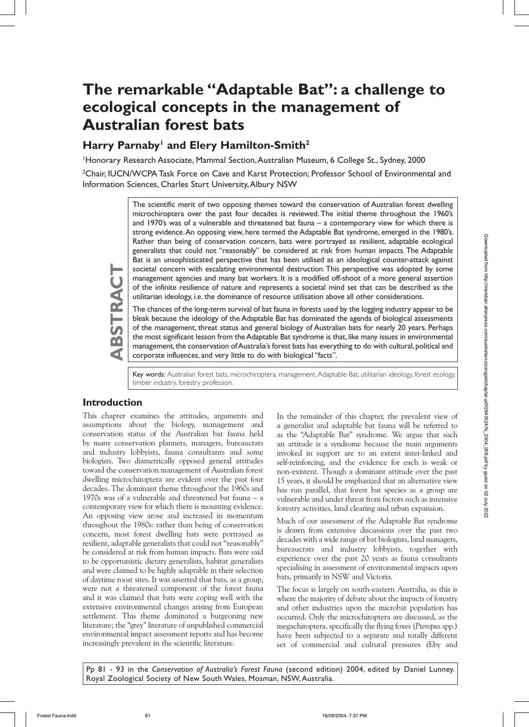# The remarkable "Adaptable Bat": a challenge to ecological concepts in the management of Australian forest bats

## Harry Parnaby[1] and Elery Hamilton-Smith[2]

[1]Honorary Research Associate, Mammal Section, Australian Museum, 6 College St., Sydney, 2000

[2]Chair, IUCN/WCPA Task Force on Cave and Karst Protection; Professor School of Environmental and Information Sciences, Charles Sturt University, Albury NSW

**ABSTRACT**

The scientific merit of two opposing themes toward the conservation of Australian forest dwelling microchiroptera over the past four decades is reviewed. The initial theme throughout the 1960's and 1970's was of a vulnerable and threatened bat fauna – a contemporary view for which there is strong evidence. An opposing view, here termed the Adaptable Bat syndrome, emerged in the 1980's. Rather than being of conservation concern, bats were portrayed as resilient, adaptable ecological generalists that could not "reasonably" be considered at risk from human impacts. The Adaptable Bat is an unsophisticated perspective that has been utilised as an ideological counter-attack against societal concern with escalating environmental destruction. This perspective was adopted by some management agencies and many bat workers. It is a modified off-shoot of a more general assertion of the infinite resilience of nature and represents a societal mind set that can be described as the utilitarian ideology, i.e. the dominance of resource utilisation above all other considerations.

The chances of the long-term survival of bat fauna in forests used by the logging industry appear to be bleak because the ideology of the Adaptable Bat has dominated the agenda of biological assessments of the management, threat status and general biology of Australian bats for nearly 20 years. Perhaps the most significant lesson from the Adaptable Bat syndrome is that, like many issues in environmental management, the conservation of Australia's forest bats has everything to do with cultural, political and corporate influences, and very little to do with biological "facts".

Key words: Australian forest bats, microchiroptera, management, Adaptable Bat, utilitarian ideology, forest ecology, timber industry, forestry profession.

## Introduction

This chapter examines the attitudes, arguments and assumptions about the biology, management and conservation status of the Australian bat fauna held by many conservation planners, managers, bureaucrats and industry lobbyists, fauna consultants and some biologists. Two diametrically opposed general attitudes toward the conservation management of Australian forest dwelling microchiroptera are evident over the past four decades. The dominant theme throughout the 1960s and 1970s was of a vulnerable and threatened bat fauna – a contemporary view for which there is mounting evidence. An opposing view arose and increased in momentum throughout the 1980s: rather than being of conservation concern, most forest dwelling bats were portrayed as resilient, adaptable generalists that could not "reasonably" be considered at risk from human impacts. Bats were said to be opportunistic dietary generalists, habitat generalists and were claimed to be highly adaptable in their selection of daytime roost sites. It was asserted that bats, as a group, were not a threatened component of the forest fauna and it was claimed that bats were coping well with the extensive environmental changes arising from European settlement. This theme dominated a burgeoning new literature; the "grey" literature of unpublished commercial environmental impact assessment reports and has become increasingly prevalent in the scientific literature.

In the remainder of this chapter, the prevalent view of a generalist and adaptable bat fauna will be referred to as the "Adaptable Bat" syndrome. We argue that such an attitude is a syndrome because the main arguments invoked in support are to an extent inter-linked and self-reinforcing, and the evidence for each is weak or non-existent. Though a dominant attitude over the past 15 years, it should be emphasized that an alternative view has run parallel, that forest bat species as a group are vulnerable and under threat from factors such as intensive forestry activities, land clearing and urban expansion.

Much of our assessment of the Adaptable Bat syndrome is drawn from extensive discussions over the past two decades with a wide range of bat biologists, land managers, bureaucrats and industry lobbyists, together with experience over the past 20 years as fauna consultants specialising in assessment of environmental impacts upon bats, primarily in NSW and Victoria.

The focus is largely on south-eastern Australia, as this is where the majority of debate about the impacts of forestry and other industries upon the microbat population has occurred. Only the microchiroptera are discussed, as the megachiroptera, specifically the flying foxes (*Pteropus* spp.) have been subjected to a separate and totally different set of commercial and cultural pressures (Eby and

Pp 81 - 93 in the *Conservation of Australia's Forest Fauna* (second edition) 2004, edited by Daniel Lunney. Royal Zoological Society of New South Wales, Mosman, NSW, Australia.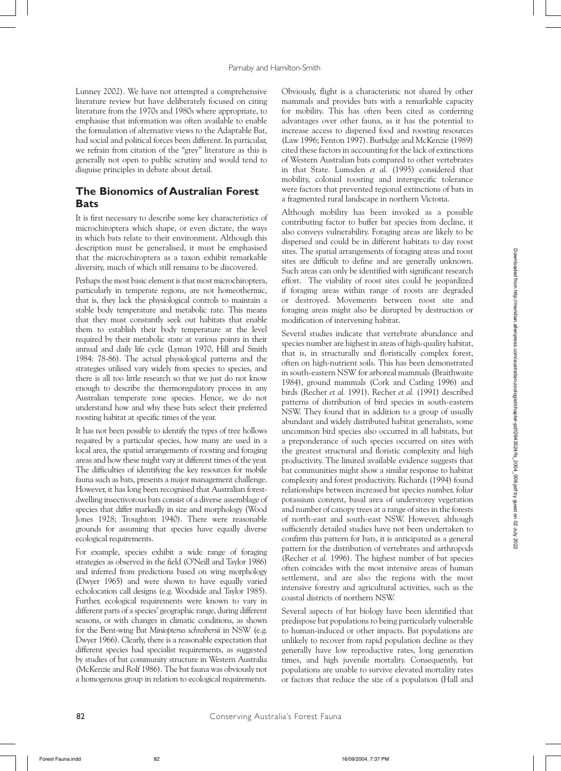Lunney 2002). We have not attempted a comprehensive literature review but have deliberately focused on citing literature from the 1970s and 1980s where appropriate, to emphasise that information was often available to enable the formulation of alternative views to the Adaptable Bat, had social and political forces been different. In particular, we refrain from citation of the "grey" literature as this is generally not open to public scrutiny and would tend to disguise principles in debate about detail.

## The Bionomics of Australian Forest Bats

It is first necessary to describe some key characteristics of microchiroptera which shape, or even dictate, the ways in which bats relate to their environment. Although this description must be generalised, it must be emphasised that the microchiroptera as a taxon exhibit remarkable diversity, much of which still remains to be discovered.

Perhaps the most basic element is that most microchiroptera, particularly in temperate regions, are not homeothermic, that is, they lack the physiological controls to maintain a stable body temperature and metabolic rate. This means that they must constantly seek out habitats that enable them to establish their body temperature at the level required by their metabolic state at various points in their annual and daily life cycle (Lyman 1970, Hill and Smith 1984: 78-86). The actual physiological patterns and the strategies utilised vary widely from species to species, and there is all too little research so that we just do not know enough to describe the thermoregulatory process in any Australian temperate zone species. Hence, we do not understand how and why these bats select their preferred roosting habitat at specific times of the year.

It has not been possible to identify the types of tree hollows required by a particular species, how many are used in a local area, the spatial arrangements of roosting and foraging areas and how these might vary at different times of the year. The difficulties of identifying the key resources for mobile fauna such as bats, presents a major management challenge. However, it has long been recognised that Australian forest-dwelling insectivorous bats consist of a diverse assemblage of species that differ markedly in size and morphology (Wood Jones 1928; Troughton 1940). There were reasonable grounds for assuming that species have equally diverse ecological requirements.

For example, species exhibit a wide range of foraging strategies as observed in the field (O'Neill and Taylor 1986) and inferred from predictions based on wing morphology (Dwyer 1965) and were shown to have equally varied echolocation call designs (e.g. Woodside and Taylor 1985). Further, ecological requirements were known to vary in different parts of a species' geographic range, during different seasons, or with changes in climatic conditions, as shown for the Bent-wing Bat *Miniopterus schreibersii* in NSW (e.g. Dwyer 1966). Clearly, there is a reasonable expectation that different species had specialist requirements, as suggested by studies of bat community structure in Western Australia (McKenzie and Rolf 1986). The bat fauna was obviously not a homogenous group in relation to ecological requirements.

Obviously, flight is a characteristic not shared by other mammals and provides bats with a remarkable capacity for mobility. This has often been cited as conferring advantages over other fauna, as it has the potential to increase access to dispersed food and roosting resources (Law 1996; Fenton 1997). Burbidge and McKenzie (1989) cited these factors in accounting for the lack of extinctions of Western Australian bats compared to other vertebrates in that State. Lumsden *et al.* (1995) considered that mobility, colonial roosting and interspecific tolerance were factors that prevented regional extinctions of bats in a fragmented rural landscape in northern Victoria.

Although mobility has been invoked as a possible contributing factor to buffer bat species from decline, it also conveys vulnerability. Foraging areas are likely to be dispersed and could be in different habitats to day roost sites. The spatial arrangements of foraging areas and roost sites are difficult to define and are generally unknown. Such areas can only be identified with significant research effort. The viability of roost sites could be jeopardized if foraging areas within range of roosts are degraded or destroyed. Movements between roost site and foraging areas might also be disrupted by destruction or modification of intervening habitat.

Several studies indicate that vertebrate abundance and species number are highest in areas of high-quality habitat, that is, in structurally and floristically complex forest, often on high-nutrient soils. This has been demonstrated in south-eastern NSW for arboreal mammals (Braithwaite 1984), ground mammals (Cork and Catling 1996) and birds (Recher *et al.* 1991). Recher *et al.* (1991) described patterns of distribution of bird species in south-eastern NSW. They found that in addition to a group of usually abundant and widely distributed habitat generalists, some uncommon bird species also occurred in all habitats, but a preponderance of such species occurred on sites with the greatest structural and floristic complexity and high productivity. The limited available evidence suggests that bat communities might show a similar response to habitat complexity and forest productivity. Richards (1994) found relationships between increased bat species number, foliar potassium content, basal area of understorey vegetation and number of canopy trees at a range of sites in the forests of north-east and south-east NSW. However, although sufficiently detailed studies have not been undertaken to confirm this pattern for bats, it is anticipated as a general pattern for the distribution of vertebrates and arthropods (Recher *et al.* 1996). The highest number of bat species often coincides with the most intensive areas of human settlement, and are also the regions with the most intensive forestry and agricultural activities, such as the coastal districts of northern NSW.

Several aspects of bat biology have been identified that predispose bat populations to being particularly vulnerable to human-induced or other impacts. Bat populations are unlikely to recover from rapid population decline as they generally have low reproductive rates, long generation times, and high juvenile mortality. Consequently, bat populations are unable to survive elevated mortality rates or factors that reduce the size of a population (Hall and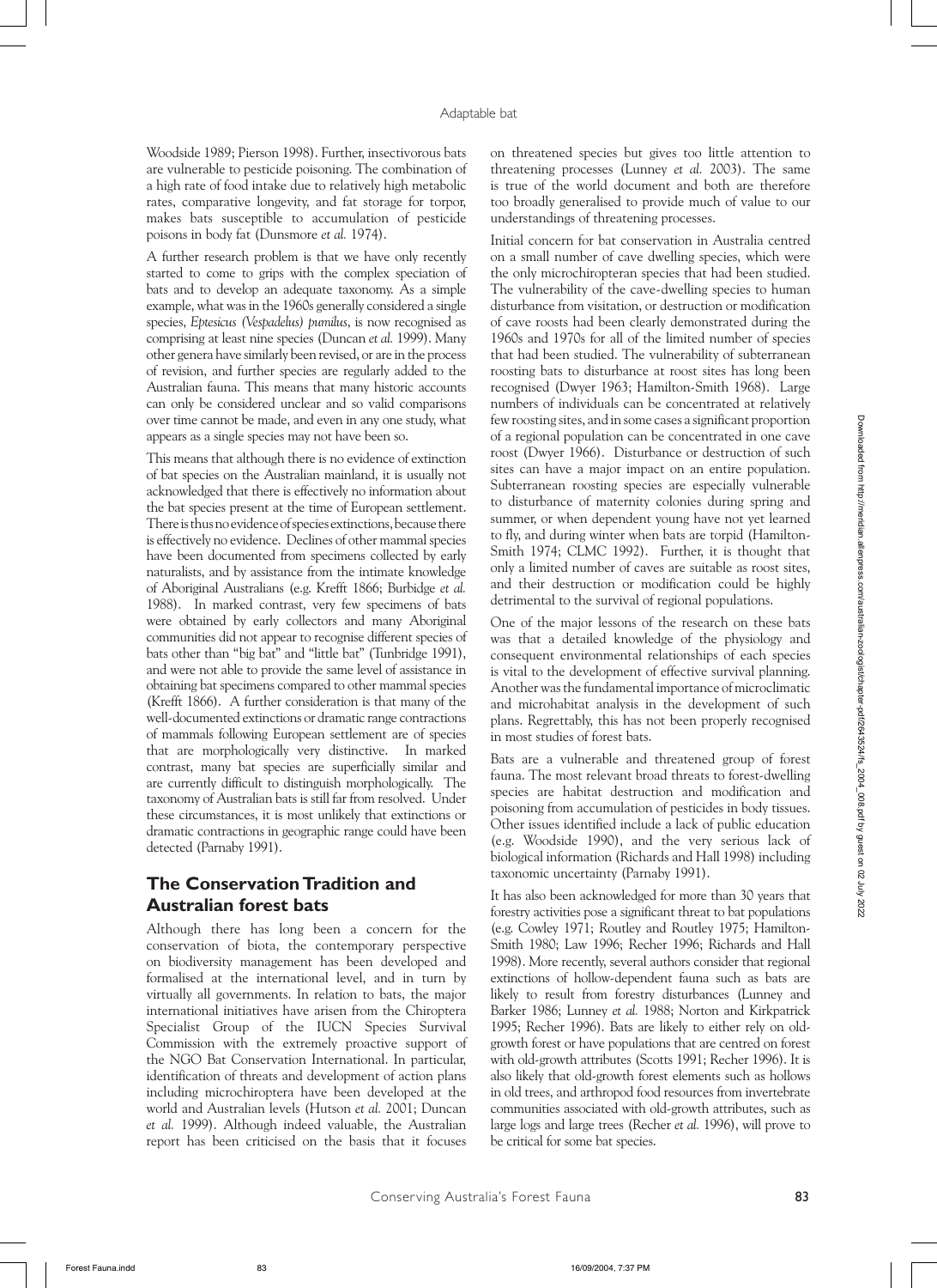Woodside 1989; Pierson 1998). Further, insectivorous bats are vulnerable to pesticide poisoning. The combination of a high rate of food intake due to relatively high metabolic rates, comparative longevity, and fat storage for torpor, makes bats susceptible to accumulation of pesticide poisons in body fat (Dunsmore *et al.* 1974).

A further research problem is that we have only recently started to come to grips with the complex speciation of bats and to develop an adequate taxonomy. As a simple example, what was in the 1960s generally considered a single species, *Eptesicus (Vespadelus) pumilus*, is now recognised as comprising at least nine species (Duncan *et al.* 1999). Many other genera have similarly been revised, or are in the process of revision, and further species are regularly added to the Australian fauna. This means that many historic accounts can only be considered unclear and so valid comparisons over time cannot be made, and even in any one study, what appears as a single species may not have been so.

This means that although there is no evidence of extinction of bat species on the Australian mainland, it is usually not acknowledged that there is effectively no information about the bat species present at the time of European settlement. There is thus no evidence of species extinctions, because there is effectively no evidence. Declines of other mammal species have been documented from specimens collected by early naturalists, and by assistance from the intimate knowledge of Aboriginal Australians (e.g. Krefft 1866; Burbidge *et al.* 1988). In marked contrast, very few specimens of bats were obtained by early collectors and many Aboriginal communities did not appear to recognise different species of bats other than "big bat" and "little bat" (Tunbridge 1991), and were not able to provide the same level of assistance in obtaining bat specimens compared to other mammal species (Krefft 1866). A further consideration is that many of the well-documented extinctions or dramatic range contractions of mammals following European settlement are of species that are morphologically very distinctive. In marked contrast, many bat species are superficially similar and are currently difficult to distinguish morphologically. The taxonomy of Australian bats is still far from resolved. Under these circumstances, it is most unlikely that extinctions or dramatic contractions in geographic range could have been detected (Parnaby 1991).

## The Conservation Tradition and Australian forest bats

Although there has long been a concern for the conservation of biota, the contemporary perspective on biodiversity management has been developed and formalised at the international level, and in turn by virtually all governments. In relation to bats, the major international initiatives have arisen from the Chiroptera Specialist Group of the IUCN Species Survival Commission with the extremely proactive support of the NGO Bat Conservation International. In particular, identification of threats and development of action plans including microchiroptera have been developed at the world and Australian levels (Hutson *et al.* 2001; Duncan *et al.* 1999). Although indeed valuable, the Australian report has been criticised on the basis that it focuses on threatened species but gives too little attention to threatening processes (Lunney *et al.* 2003). The same is true of the world document and both are therefore too broadly generalised to provide much of value to our understandings of threatening processes.

Initial concern for bat conservation in Australia centred on a small number of cave dwelling species, which were the only microchiropteran species that had been studied. The vulnerability of the cave-dwelling species to human disturbance from visitation, or destruction or modification of cave roosts had been clearly demonstrated during the 1960s and 1970s for all of the limited number of species that had been studied. The vulnerability of subterranean roosting bats to disturbance at roost sites has long been recognised (Dwyer 1963; Hamilton-Smith 1968). Large numbers of individuals can be concentrated at relatively few roosting sites, and in some cases a significant proportion of a regional population can be concentrated in one cave roost (Dwyer 1966). Disturbance or destruction of such sites can have a major impact on an entire population. Subterranean roosting species are especially vulnerable to disturbance of maternity colonies during spring and summer, or when dependent young have not yet learned to fly, and during winter when bats are torpid (Hamilton-Smith 1974; CLMC 1992). Further, it is thought that only a limited number of caves are suitable as roost sites, and their destruction or modification could be highly detrimental to the survival of regional populations.

One of the major lessons of the research on these bats was that a detailed knowledge of the physiology and consequent environmental relationships of each species is vital to the development of effective survival planning. Another was the fundamental importance of microclimatic and microhabitat analysis in the development of such plans. Regrettably, this has not been properly recognised in most studies of forest bats.

Bats are a vulnerable and threatened group of forest fauna. The most relevant broad threats to forest-dwelling species are habitat destruction and modification and poisoning from accumulation of pesticides in body tissues. Other issues identified include a lack of public education (e.g. Woodside 1990), and the very serious lack of biological information (Richards and Hall 1998) including taxonomic uncertainty (Parnaby 1991).

It has also been acknowledged for more than 30 years that forestry activities pose a significant threat to bat populations (e.g. Cowley 1971; Routley and Routley 1975; Hamilton-Smith 1980; Law 1996; Recher 1996; Richards and Hall 1998). More recently, several authors consider that regional extinctions of hollow-dependent fauna such as bats are likely to result from forestry disturbances (Lunney and Barker 1986; Lunney *et al.* 1988; Norton and Kirkpatrick 1995; Recher 1996). Bats are likely to either rely on old-growth forest or have populations that are centred on forest with old-growth attributes (Scotts 1991; Recher 1996). It is also likely that old-growth forest elements such as hollows in old trees, and arthropod food resources from invertebrate communities associated with old-growth attributes, such as large logs and large trees (Recher *et al.* 1996), will prove to be critical for some bat species.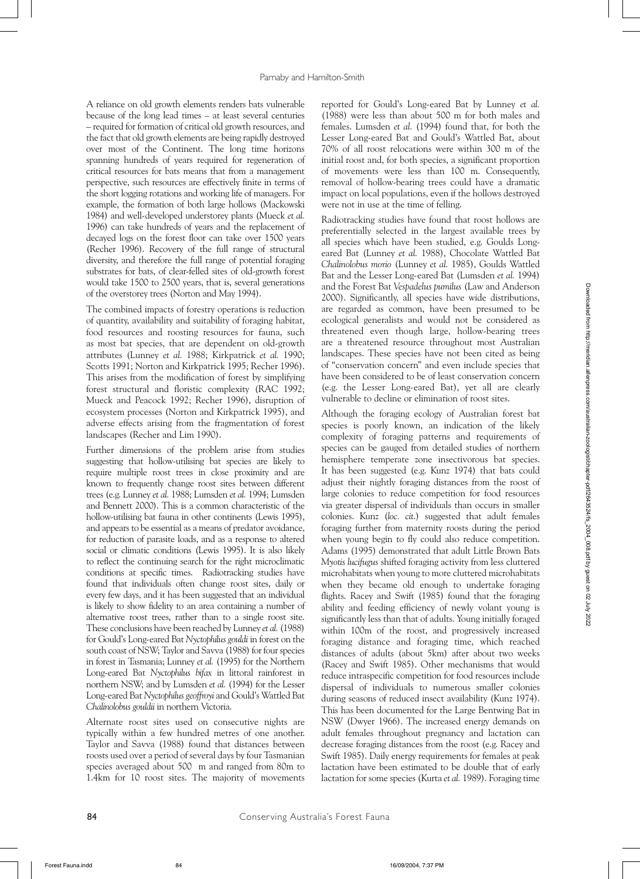A reliance on old growth elements renders bats vulnerable because of the long lead times – at least several centuries – required for formation of critical old growth resources, and the fact that old growth elements are being rapidly destroyed over most of the Continent. The long time horizons spanning hundreds of years required for regeneration of critical resources for bats means that from a management perspective, such resources are effectively finite in terms of the short logging rotations and working life of managers. For example, the formation of both large hollows (Mackowski 1984) and well-developed understorey plants (Mueck *et al.* 1996) can take hundreds of years and the replacement of decayed logs on the forest floor can take over 1500 years (Recher 1996). Recovery of the full range of structural diversity, and therefore the full range of potential foraging substrates for bats, of clear-felled sites of old-growth forest would take 1500 to 2500 years, that is, several generations of the overstorey trees (Norton and May 1994).

The combined impacts of forestry operations is reduction of quantity, availability and suitability of foraging habitat, food resources and roosting resources for fauna, such as most bat species, that are dependent on old-growth attributes (Lunney *et al.* 1988; Kirkpatrick *et al.* 1990; Scotts 1991; Norton and Kirkpatrick 1995; Recher 1996). This arises from the modification of forest by simplifying forest structural and floristic complexity (RAC 1992; Mueck and Peacock 1992; Recher 1996), disruption of ecosystem processes (Norton and Kirkpatrick 1995), and adverse effects arising from the fragmentation of forest landscapes (Recher and Lim 1990).

Further dimensions of the problem arise from studies suggesting that hollow-utilising bat species are likely to require multiple roost trees in close proximity and are known to frequently change roost sites between different trees (e.g. Lunney *et al.* 1988; Lumsden *et al.* 1994; Lumsden and Bennett 2000). This is a common characteristic of the hollow-utilising bat fauna in other continents (Lewis 1995), and appears to be essential as a means of predator avoidance, for reduction of parasite loads, and as a response to altered social or climatic conditions (Lewis 1995). It is also likely to reflect the continuing search for the right microclimatic conditions at specific times. Radiotracking studies have found that individuals often change roost sites, daily or every few days, and it has been suggested that an individual is likely to show fidelity to an area containing a number of alternative roost trees, rather than to a single roost site. These conclusions have been reached by Lunney *et al.* (1988) for Gould's Long-eared Bat *Nyctophilus gouldi* in forest on the south coast of NSW; Taylor and Savva (1988) for four species in forest in Tasmania; Lunney *et al.* (1995) for the Northern Long-eared Bat *Nyctophilus bifax* in littoral rainforest in northern NSW; and by Lumsden *et al.* (1994) for the Lesser Long-eared Bat *Nyctophilus geoffroyi* and Gould's Wattled Bat *Chalinolobus gouldii* in northern Victoria.

Alternate roost sites used on consecutive nights are typically within a few hundred metres of one another. Taylor and Savva (1988) found that distances between roosts used over a period of several days by four Tasmanian species averaged about 500 m and ranged from 80m to 1.4km for 10 roost sites. The majority of movements reported for Gould's Long-eared Bat by Lunney *et al.* (1988) were less than about 500 m for both males and females. Lumsden *et al.* (1994) found that, for both the Lesser Long-eared Bat and Gould's Wattled Bat, about 70% of all roost relocations were within 300 m of the initial roost and, for both species, a significant proportion of movements were less than 100 m. Consequently, removal of hollow-bearing trees could have a dramatic impact on local populations, even if the hollows destroyed were not in use at the time of felling.

Radiotracking studies have found that roost hollows are preferentially selected in the largest available trees by all species which have been studied, e.g. Goulds Long-eared Bat (Lunney *et al.* 1988), Chocolate Wattled Bat *Chalinolobus morio* (Lunney *et al.* 1985), Goulds Wattled Bat and the Lesser Long-eared Bat (Lumsden *et al.* 1994) and the Forest Bat *Vespadelus pumilus* (Law and Anderson 2000). Significantly, all species have wide distributions, are regarded as common, have been presumed to be ecological generalists and would not be considered as threatened even though large, hollow-bearing trees are a threatened resource throughout most Australian landscapes. These species have not been cited as being of "conservation concern" and even include species that have been considered to be of least conservation concern (e.g. the Lesser Long-eared Bat), yet all are clearly vulnerable to decline or elimination of roost sites.

Although the foraging ecology of Australian forest bat species is poorly known, an indication of the likely complexity of foraging patterns and requirements of species can be gauged from detailed studies of northern hemisphere temperate zone insectivorous bat species. It has been suggested (e.g. Kunz 1974) that bats could adjust their nightly foraging distances from the roost of large colonies to reduce competition for food resources via greater dispersal of individuals than occurs in smaller colonies. Kunz (*loc. cit.*) suggested that adult females foraging further from maternity roosts during the period when young begin to fly could also reduce competition. Adams (1995) demonstrated that adult Little Brown Bats *Myotis lucifugus* shifted foraging activity from less cluttered microhabitats when young to more cluttered microhabitats when they became old enough to undertake foraging flights. Racey and Swift (1985) found that the foraging ability and feeding efficiency of newly volant young is significantly less than that of adults. Young initially foraged within 100m of the roost, and progressively increased foraging distance and foraging time, which reached distances of adults (about 5km) after about two weeks (Racey and Swift 1985). Other mechanisms that would reduce intraspecific competition for food resources include dispersal of individuals to numerous smaller colonies during seasons of reduced insect availability (Kunz 1974). This has been documented for the Large Bentwing Bat in NSW (Dwyer 1966). The increased energy demands on adult females throughout pregnancy and lactation can decrease foraging distances from the roost (e.g. Racey and Swift 1985). Daily energy requirements for females at peak lactation have been estimated to be double that of early lactation for some species (Kurta *et al.* 1989). Foraging time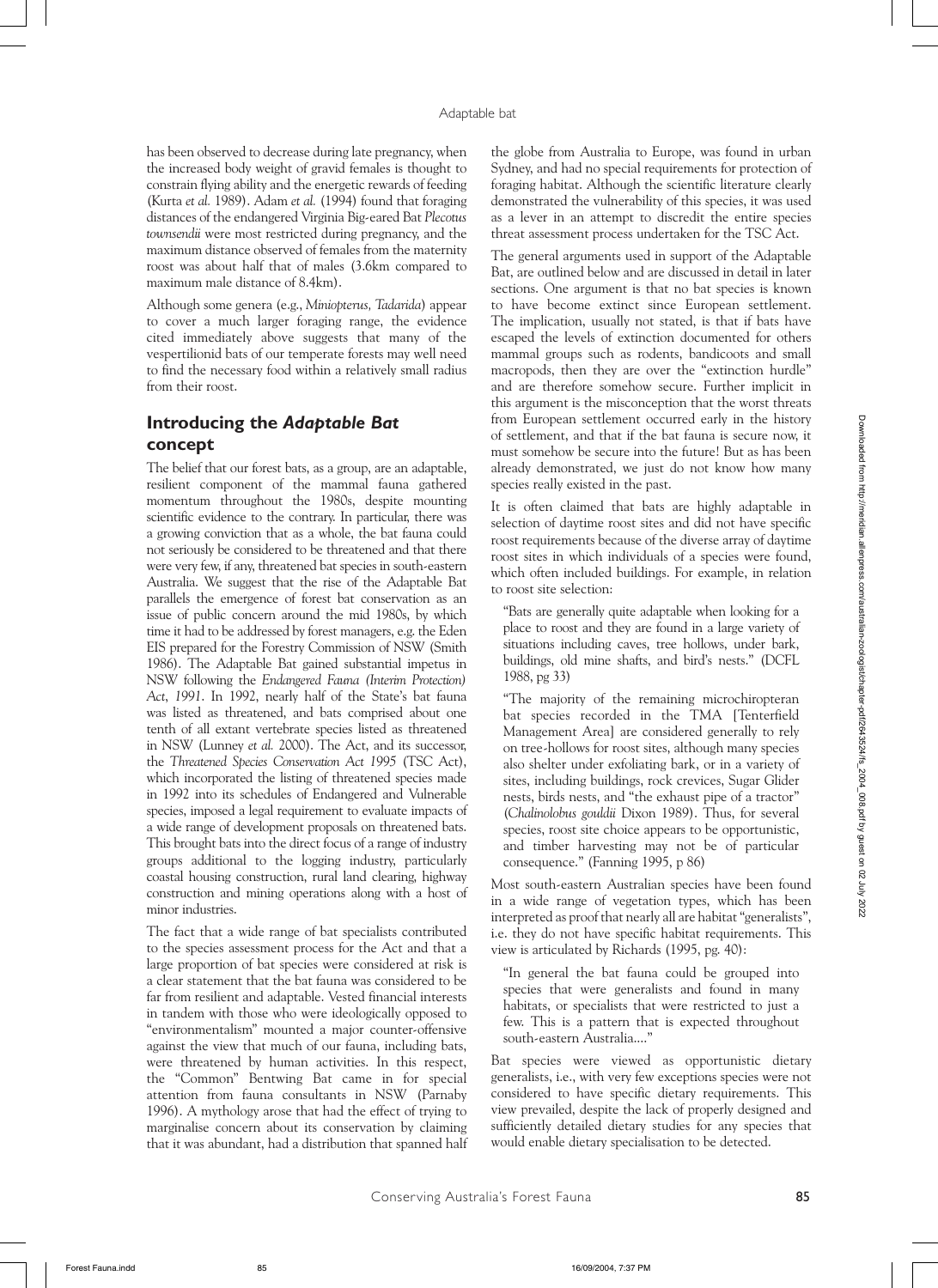has been observed to decrease during late pregnancy, when the increased body weight of gravid females is thought to constrain flying ability and the energetic rewards of feeding (Kurta *et al.* 1989). Adam *et al.* (1994) found that foraging distances of the endangered Virginia Big-eared Bat *Plecotus townsendii* were most restricted during pregnancy, and the maximum distance observed of females from the maternity roost was about half that of males (3.6km compared to maximum male distance of 8.4km).

Although some genera (e.g., *Miniopterus, Tadarida*) appear to cover a much larger foraging range, the evidence cited immediately above suggests that many of the vespertilionid bats of our temperate forests may well need to find the necessary food within a relatively small radius from their roost.

## Introducing the *Adaptable Bat* concept

The belief that our forest bats, as a group, are an adaptable, resilient component of the mammal fauna gathered momentum throughout the 1980s, despite mounting scientific evidence to the contrary. In particular, there was a growing conviction that as a whole, the bat fauna could not seriously be considered to be threatened and that there were very few, if any, threatened bat species in south-eastern Australia. We suggest that the rise of the Adaptable Bat parallels the emergence of forest bat conservation as an issue of public concern around the mid 1980s, by which time it had to be addressed by forest managers, e.g. the Eden EIS prepared for the Forestry Commission of NSW (Smith 1986). The Adaptable Bat gained substantial impetus in NSW following the *Endangered Fauna (Interim Protection) Act, 1991*. In 1992, nearly half of the State's bat fauna was listed as threatened, and bats comprised about one tenth of all extant vertebrate species listed as threatened in NSW (Lunney *et al.* 2000). The Act, and its successor, the *Threatened Species Conservation Act 1995* (TSC Act), which incorporated the listing of threatened species made in 1992 into its schedules of Endangered and Vulnerable species, imposed a legal requirement to evaluate impacts of a wide range of development proposals on threatened bats. This brought bats into the direct focus of a range of industry groups additional to the logging industry, particularly coastal housing construction, rural land clearing, highway construction and mining operations along with a host of minor industries.

The fact that a wide range of bat specialists contributed to the species assessment process for the Act and that a large proportion of bat species were considered at risk is a clear statement that the bat fauna was considered to be far from resilient and adaptable. Vested financial interests in tandem with those who were ideologically opposed to "environmentalism" mounted a major counter-offensive against the view that much of our fauna, including bats, were threatened by human activities. In this respect, the "Common" Bentwing Bat came in for special attention from fauna consultants in NSW (Parnaby 1996). A mythology arose that had the effect of trying to marginalise concern about its conservation by claiming that it was abundant, had a distribution that spanned half the globe from Australia to Europe, was found in urban Sydney, and had no special requirements for protection of foraging habitat. Although the scientific literature clearly demonstrated the vulnerability of this species, it was used as a lever in an attempt to discredit the entire species threat assessment process undertaken for the TSC Act.

The general arguments used in support of the Adaptable Bat, are outlined below and are discussed in detail in later sections. One argument is that no bat species is known to have become extinct since European settlement. The implication, usually not stated, is that if bats have escaped the levels of extinction documented for others mammal groups such as rodents, bandicoots and small macropods, then they are over the "extinction hurdle" and are therefore somehow secure. Further implicit in this argument is the misconception that the worst threats from European settlement occurred early in the history of settlement, and that if the bat fauna is secure now, it must somehow be secure into the future! But as has been already demonstrated, we just do not know how many species really existed in the past.

It is often claimed that bats are highly adaptable in selection of daytime roost sites and did not have specific roost requirements because of the diverse array of daytime roost sites in which individuals of a species were found, which often included buildings. For example, in relation to roost site selection:

> "Bats are generally quite adaptable when looking for a place to roost and they are found in a large variety of situations including caves, tree hollows, under bark, buildings, old mine shafts, and bird's nests." (DCFL 1988, pg 33)

> "The majority of the remaining microchiropteran bat species recorded in the TMA [Tenterfield Management Area] are considered generally to rely on tree-hollows for roost sites, although many species also shelter under exfoliating bark, or in a variety of sites, including buildings, rock crevices, Sugar Glider nests, birds nests, and "the exhaust pipe of a tractor" (*Chalinolobus gouldii* Dixon 1989). Thus, for several species, roost site choice appears to be opportunistic, and timber harvesting may not be of particular consequence." (Fanning 1995, p 86)

Most south-eastern Australian species have been found in a wide range of vegetation types, which has been interpreted as proof that nearly all are habitat "generalists", i.e. they do not have specific habitat requirements. This view is articulated by Richards (1995, pg. 40):

> "In general the bat fauna could be grouped into species that were generalists and found in many habitats, or specialists that were restricted to just a few. This is a pattern that is expected throughout south-eastern Australia...."

Bat species were viewed as opportunistic dietary generalists, i.e., with very few exceptions species were not considered to have specific dietary requirements. This view prevailed, despite the lack of properly designed and sufficiently detailed dietary studies for any species that would enable dietary specialisation to be detected.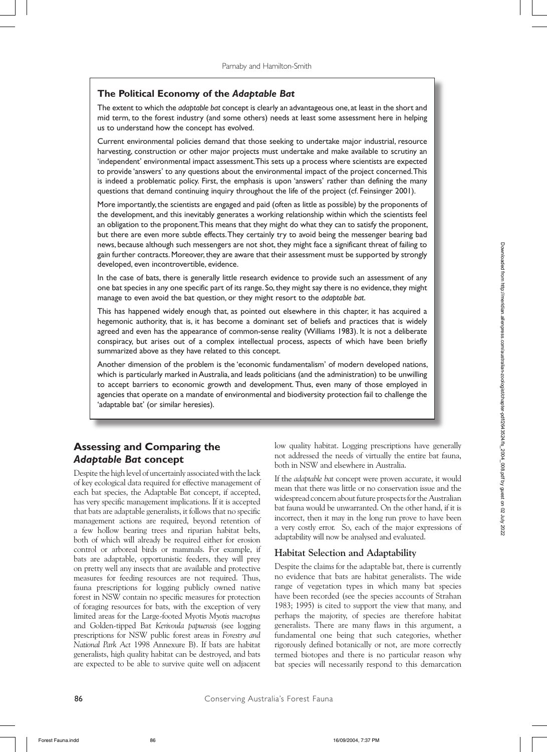### The Political Economy of the *Adaptable Bat*

The extent to which the *adaptable bat* concept is clearly an advantageous one, at least in the short and mid term, to the forest industry (and some others) needs at least some assessment here in helping us to understand how the concept has evolved.

Current environmental policies demand that those seeking to undertake major industrial, resource harvesting, construction or other major projects must undertake and make available to scrutiny an 'independent' environmental impact assessment. This sets up a process where scientists are expected to provide 'answers' to any questions about the environmental impact of the project concerned. This is indeed a problematic policy. First, the emphasis is upon 'answers' rather than defining the many questions that demand continuing inquiry throughout the life of the project (cf. Feinsinger 2001).

More importantly, the scientists are engaged and paid (often as little as possible) by the proponents of the development, and this inevitably generates a working relationship within which the scientists feel an obligation to the proponent. This means that they might do what they can to satisfy the proponent, but there are even more subtle effects. They certainly try to avoid being the messenger bearing bad news, because although such messengers are not shot, they might face a significant threat of failing to gain further contracts. Moreover, they are aware that their assessment must be supported by strongly developed, even incontrovertible, evidence.

In the case of bats, there is generally little research evidence to provide such an assessment of any one bat species in any one specific part of its range. So, they might say there is no evidence, they might manage to even avoid the bat question, or they might resort to the *adaptable bat*.

This has happened widely enough that, as pointed out elsewhere in this chapter, it has acquired a hegemonic authority, that is, it has become a dominant set of beliefs and practices that is widely agreed and even has the appearance of common-sense reality (Williams 1983). It is not a deliberate conspiracy, but arises out of a complex intellectual process, aspects of which have been briefly summarized above as they have related to this concept.

Another dimension of the problem is the 'economic fundamentalism' of modern developed nations, which is particularly marked in Australia, and leads politicians (and the administration) to be unwilling to accept barriers to economic growth and development. Thus, even many of those employed in agencies that operate on a mandate of environmental and biodiversity protection fail to challenge the 'adaptable bat' (or similar heresies).

## Assessing and Comparing the *Adaptable Bat* concept

Despite the high level of uncertainly associated with the lack of key ecological data required for effective management of each bat species, the Adaptable Bat concept, if accepted, has very specific management implications. If it is accepted that bats are adaptable generalists, it follows that no specific management actions are required, beyond retention of a few hollow bearing trees and riparian habitat belts, both of which will already be required either for erosion control or arboreal birds or mammals. For example, if bats are adaptable, opportunistic feeders, they will prey on pretty well any insects that are available and protective measures for feeding resources are not required. Thus, fauna prescriptions for logging publicly owned native forest in NSW contain no specific measures for protection of foraging resources for bats, with the exception of very limited areas for the Large-footed Myotis *Myotis macropus* and Golden-tipped Bat *Kerivoula papuensis* (see logging prescriptions for NSW public forest areas in *Forestry and National Park Act* 1998 Annexure B). If bats are habitat generalists, high quality habitat can be destroyed, and bats are expected to be able to survive quite well on adjacent low quality habitat. Logging prescriptions have generally not addressed the needs of virtually the entire bat fauna, both in NSW and elsewhere in Australia.

If the *adaptable bat* concept were proven accurate, it would mean that there was little or no conservation issue and the widespread concern about future prospects for the Australian bat fauna would be unwarranted. On the other hand, if it is incorrect, then it may in the long run prove to have been a very costly error. So, each of the major expressions of adaptability will now be analysed and evaluated.

### Habitat Selection and Adaptability

Despite the claims for the adaptable bat, there is currently no evidence that bats are habitat generalists. The wide range of vegetation types in which many bat species have been recorded (see the species accounts of Strahan 1983; 1995) is cited to support the view that many, and perhaps the majority, of species are therefore habitat generalists. There are many flaws in this argument, a fundamental one being that such categories, whether rigorously defined botanically or not, are more correctly termed biotopes and there is no particular reason why bat species will necessarily respond to this demarcation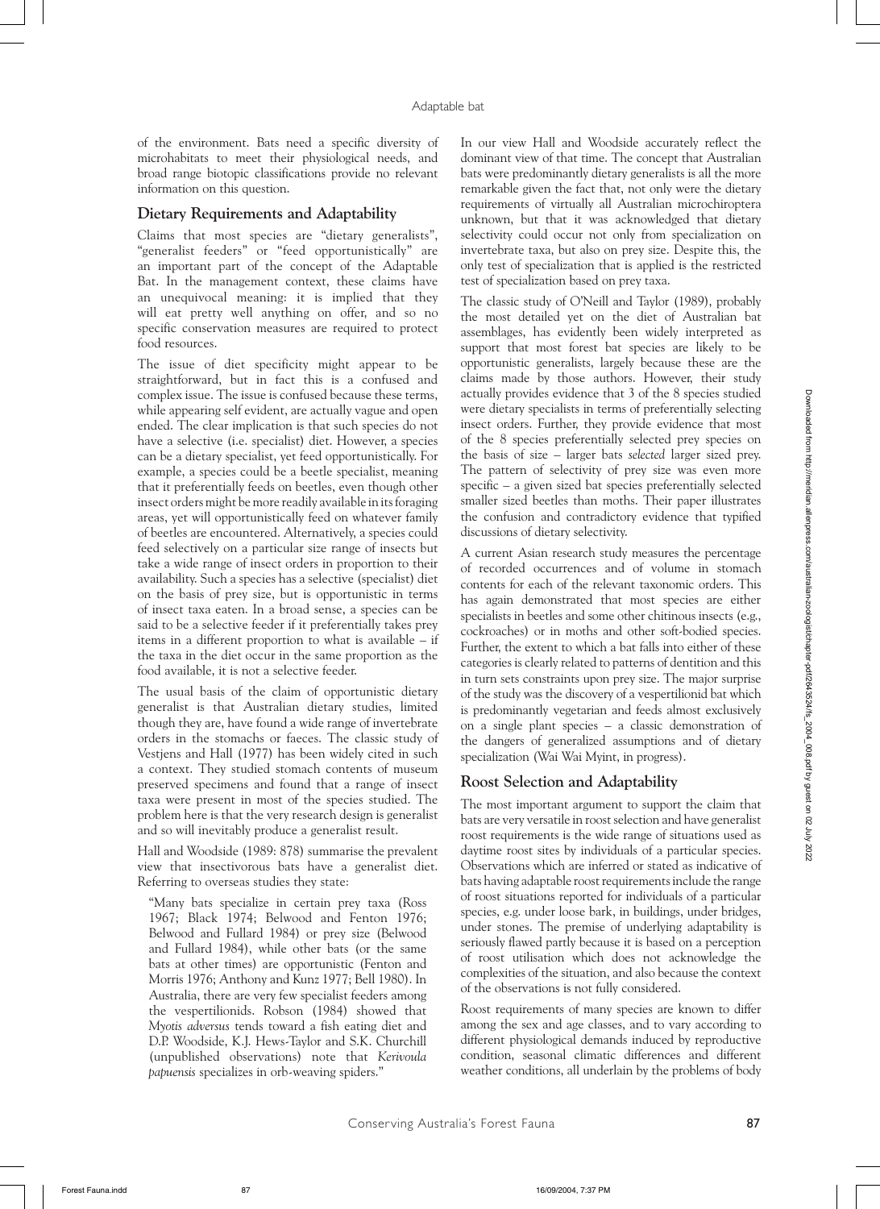of the environment. Bats need a specific diversity of microhabitats to meet their physiological needs, and broad range biotopic classifications provide no relevant information on this question.

## Dietary Requirements and Adaptability

Claims that most species are "dietary generalists", "generalist feeders" or "feed opportunistically" are an important part of the concept of the Adaptable Bat. In the management context, these claims have an unequivocal meaning: it is implied that they will eat pretty well anything on offer, and so no specific conservation measures are required to protect food resources.

The issue of diet specificity might appear to be straightforward, but in fact this is a confused and complex issue. The issue is confused because these terms, while appearing self evident, are actually vague and open ended. The clear implication is that such species do not have a selective (i.e. specialist) diet. However, a species can be a dietary specialist, yet feed opportunistically. For example, a species could be a beetle specialist, meaning that it preferentially feeds on beetles, even though other insect orders might be more readily available in its foraging areas, yet will opportunistically feed on whatever family of beetles are encountered. Alternatively, a species could feed selectively on a particular size range of insects but take a wide range of insect orders in proportion to their availability. Such a species has a selective (specialist) diet on the basis of prey size, but is opportunistic in terms of insect taxa eaten. In a broad sense, a species can be said to be a selective feeder if it preferentially takes prey items in a different proportion to what is available – if the taxa in the diet occur in the same proportion as the food available, it is not a selective feeder.

The usual basis of the claim of opportunistic dietary generalist is that Australian dietary studies, limited though they are, have found a wide range of invertebrate orders in the stomachs or faeces. The classic study of Vestjens and Hall (1977) has been widely cited in such a context. They studied stomach contents of museum preserved specimens and found that a range of insect taxa were present in most of the species studied. The problem here is that the very research design is generalist and so will inevitably produce a generalist result.

Hall and Woodside (1989: 878) summarise the prevalent view that insectivorous bats have a generalist diet. Referring to overseas studies they state:

> "Many bats specialize in certain prey taxa (Ross 1967; Black 1974; Belwood and Fenton 1976; Belwood and Fullard 1984) or prey size (Belwood and Fullard 1984), while other bats (or the same bats at other times) are opportunistic (Fenton and Morris 1976; Anthony and Kunz 1977; Bell 1980). In Australia, there are very few specialist feeders among the vespertilionids. Robson (1984) showed that *Myotis adversus* tends toward a fish eating diet and D.P. Woodside, K.J. Hews-Taylor and S.K. Churchill (unpublished observations) note that *Kerivoula papuensis* specializes in orb-weaving spiders."

In our view Hall and Woodside accurately reflect the dominant view of that time. The concept that Australian bats were predominantly dietary generalists is all the more remarkable given the fact that, not only were the dietary requirements of virtually all Australian microchiroptera unknown, but that it was acknowledged that dietary selectivity could occur not only from specialization on invertebrate taxa, but also on prey size. Despite this, the only test of specialization that is applied is the restricted test of specialization based on prey taxa.

The classic study of O'Neill and Taylor (1989), probably the most detailed yet on the diet of Australian bat assemblages, has evidently been widely interpreted as support that most forest bat species are likely to be opportunistic generalists, largely because these are the claims made by those authors. However, their study actually provides evidence that 3 of the 8 species studied were dietary specialists in terms of preferentially selecting insect orders. Further, they provide evidence that most of the 8 species preferentially selected prey species on the basis of size – larger bats *selected* larger sized prey. The pattern of selectivity of prey size was even more specific – a given sized bat species preferentially selected smaller sized beetles than moths. Their paper illustrates the confusion and contradictory evidence that typified discussions of dietary selectivity.

A current Asian research study measures the percentage of recorded occurrences and of volume in stomach contents for each of the relevant taxonomic orders. This has again demonstrated that most species are either specialists in beetles and some other chitinous insects (e.g., cockroaches) or in moths and other soft-bodied species. Further, the extent to which a bat falls into either of these categories is clearly related to patterns of dentition and this in turn sets constraints upon prey size. The major surprise of the study was the discovery of a vespertilionid bat which is predominantly vegetarian and feeds almost exclusively on a single plant species – a classic demonstration of the dangers of generalized assumptions and of dietary specialization (Wai Wai Myint, in progress).

## Roost Selection and Adaptability

The most important argument to support the claim that bats are very versatile in roost selection and have generalist roost requirements is the wide range of situations used as daytime roost sites by individuals of a particular species. Observations which are inferred or stated as indicative of bats having adaptable roost requirements include the range of roost situations reported for individuals of a particular species, e.g. under loose bark, in buildings, under bridges, under stones. The premise of underlying adaptability is seriously flawed partly because it is based on a perception of roost utilisation which does not acknowledge the complexities of the situation, and also because the context of the observations is not fully considered.

Roost requirements of many species are known to differ among the sex and age classes, and to vary according to different physiological demands induced by reproductive condition, seasonal climatic differences and different weather conditions, all underlain by the problems of body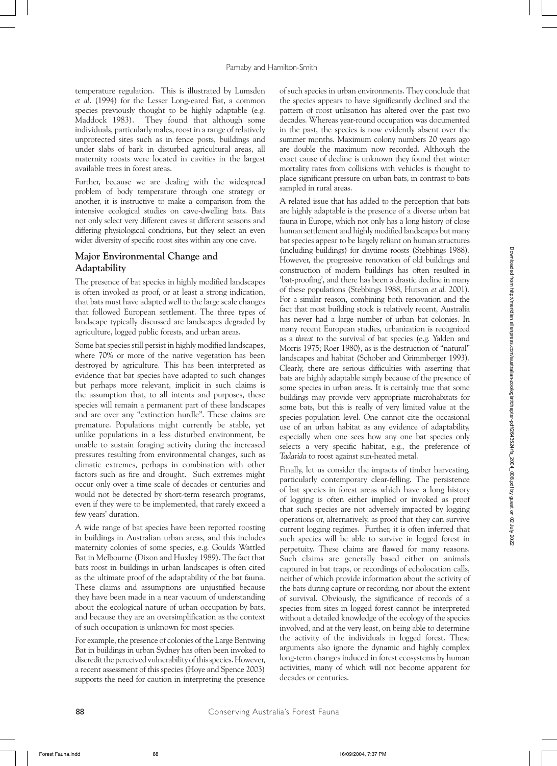temperature regulation. This is illustrated by Lumsden *et al.* (1994) for the Lesser Long-eared Bat, a common species previously thought to be highly adaptable (e.g. Maddock 1983). They found that although some individuals, particularly males, roost in a range of relatively unprotected sites such as in fence posts, buildings and under slabs of bark in disturbed agricultural areas, all maternity roosts were located in cavities in the largest available trees in forest areas.

Further, because we are dealing with the widespread problem of body temperature through one strategy or another, it is instructive to make a comparison from the intensive ecological studies on cave-dwelling bats. Bats not only select very different caves at different seasons and differing physiological conditions, but they select an even wider diversity of specific roost sites within any one cave.

## Major Environmental Change and Adaptability

The presence of bat species in highly modified landscapes is often invoked as proof, or at least a strong indication, that bats must have adapted well to the large scale changes that followed European settlement. The three types of landscape typically discussed are landscapes degraded by agriculture, logged public forests, and urban areas.

Some bat species still persist in highly modified landscapes, where 70% or more of the native vegetation has been destroyed by agriculture. This has been interpreted as evidence that bat species have adapted to such changes but perhaps more relevant, implicit in such claims is the assumption that, to all intents and purposes, these species will remain a permanent part of these landscapes and are over any "extinction hurdle". These claims are premature. Populations might currently be stable, yet unlike populations in a less disturbed environment, be unable to sustain foraging activity during the increased pressures resulting from environmental changes, such as climatic extremes, perhaps in combination with other factors such as fire and drought. Such extremes might occur only over a time scale of decades or centuries and would not be detected by short-term research programs, even if they were to be implemented, that rarely exceed a few years' duration.

A wide range of bat species have been reported roosting in buildings in Australian urban areas, and this includes maternity colonies of some species, e.g. Goulds Wattled Bat in Melbourne (Dixon and Huxley 1989). The fact that bats roost in buildings in urban landscapes is often cited as the ultimate proof of the adaptability of the bat fauna. These claims and assumptions are unjustified because they have been made in a near vacuum of understanding about the ecological nature of urban occupation by bats, and because they are an oversimplification as the context of such occupation is unknown for most species.

For example, the presence of colonies of the Large Bentwing Bat in buildings in urban Sydney has often been invoked to discredit the perceived vulnerability of this species. However, a recent assessment of this species (Hoye and Spence 2003) supports the need for caution in interpreting the presence of such species in urban environments. They conclude that the species appears to have significantly declined and the pattern of roost utilisation has altered over the past two decades. Whereas year-round occupation was documented in the past, the species is now evidently absent over the summer months. Maximum colony numbers 20 years ago are double the maximum now recorded. Although the exact cause of decline is unknown they found that winter mortality rates from collisions with vehicles is thought to place significant pressure on urban bats, in contrast to bats sampled in rural areas.

A related issue that has added to the perception that bats are highly adaptable is the presence of a diverse urban bat fauna in Europe, which not only has a long history of close human settlement and highly modified landscapes but many bat species appear to be largely reliant on human structures (including buildings) for daytime roosts (Stebbings 1988). However, the progressive renovation of old buildings and construction of modern buildings has often resulted in 'bat-proofing', and there has been a drastic decline in many of these populations (Stebbings 1988, Hutson *et al.* 2001). For a similar reason, combining both renovation and the fact that most building stock is relatively recent, Australia has never had a large number of urban bat colonies. In many recent European studies, urbanization is recognized as a *threat* to the survival of bat species (e.g. Yalden and Morris 1975; Roer 1980), as is the destruction of "natural" landscapes and habitat (Schober and Grimmberger 1993). Clearly, there are serious difficulties with asserting that bats are highly adaptable simply because of the presence of some species in urban areas. It is certainly true that some buildings may provide very appropriate microhabitats for some bats, but this is really of very limited value at the species population level. One cannot cite the occasional use of an urban habitat as any evidence of adaptability, especially when one sees how any one bat species only selects a very specific habitat, e.g., the preference of *Tadarida* to roost against sun-heated metal.

Finally, let us consider the impacts of timber harvesting, particularly contemporary clear-felling. The persistence of bat species in forest areas which have a long history of logging is often either implied or invoked as proof that such species are not adversely impacted by logging operations or, alternatively, as proof that they can survive current logging regimes. Further, it is often inferred that such species will be able to survive in logged forest in perpetuity. These claims are flawed for many reasons. Such claims are generally based either on animals captured in bat traps, or recordings of echolocation calls, neither of which provide information about the activity of the bats during capture or recording, nor about the extent of survival. Obviously, the significance of records of a species from sites in logged forest cannot be interpreted without a detailed knowledge of the ecology of the species involved, and at the very least, on being able to determine the activity of the individuals in logged forest. These arguments also ignore the dynamic and highly complex long-term changes induced in forest ecosystems by human activities, many of which will not become apparent for decades or centuries.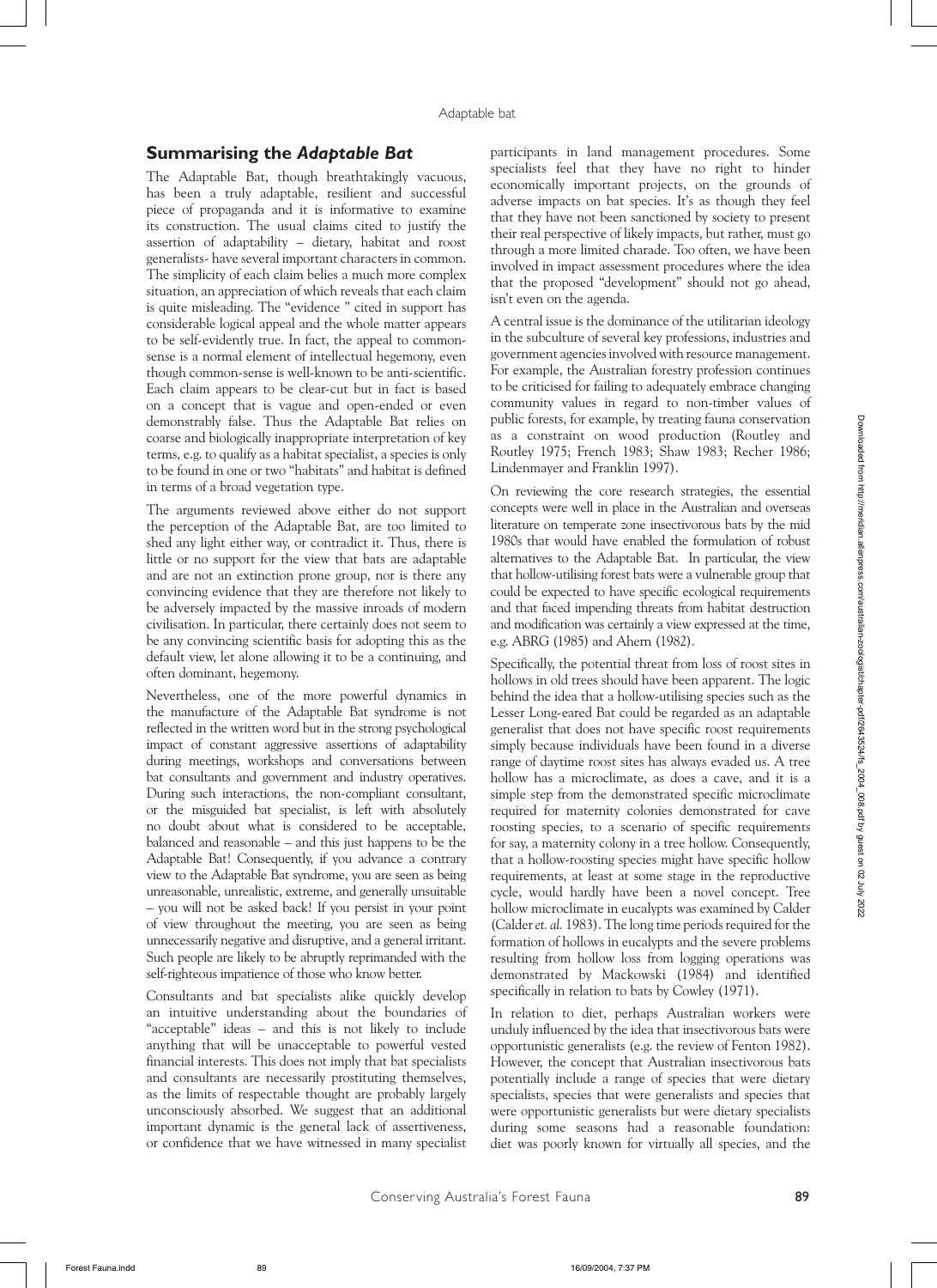## Summarising the *Adaptable Bat*

The Adaptable Bat, though breathtakingly vacuous, has been a truly adaptable, resilient and successful piece of propaganda and it is informative to examine its construction. The usual claims cited to justify the assertion of adaptability – dietary, habitat and roost generalists- have several important characters in common. The simplicity of each claim belies a much more complex situation, an appreciation of which reveals that each claim is quite misleading. The "evidence " cited in support has considerable logical appeal and the whole matter appears to be self-evidently true. In fact, the appeal to common-sense is a normal element of intellectual hegemony, even though common-sense is well-known to be anti-scientific. Each claim appears to be clear-cut but in fact is based on a concept that is vague and open-ended or even demonstrably false. Thus the Adaptable Bat relies on coarse and biologically inappropriate interpretation of key terms, e.g. to qualify as a habitat specialist, a species is only to be found in one or two "habitats" and habitat is defined in terms of a broad vegetation type.

The arguments reviewed above either do not support the perception of the Adaptable Bat, are too limited to shed any light either way, or contradict it. Thus, there is little or no support for the view that bats are adaptable and are not an extinction prone group, nor is there any convincing evidence that they are therefore not likely to be adversely impacted by the massive inroads of modern civilisation. In particular, there certainly does not seem to be any convincing scientific basis for adopting this as the default view, let alone allowing it to be a continuing, and often dominant, hegemony.

Nevertheless, one of the more powerful dynamics in the manufacture of the Adaptable Bat syndrome is not reflected in the written word but in the strong psychological impact of constant aggressive assertions of adaptability during meetings, workshops and conversations between bat consultants and government and industry operatives. During such interactions, the non-compliant consultant, or the misguided bat specialist, is left with absolutely no doubt about what is considered to be acceptable, balanced and reasonable – and this just happens to be the Adaptable Bat! Consequently, if you advance a contrary view to the Adaptable Bat syndrome, you are seen as being unreasonable, unrealistic, extreme, and generally unsuitable – you will not be asked back! If you persist in your point of view throughout the meeting, you are seen as being unnecessarily negative and disruptive, and a general irritant. Such people are likely to be abruptly reprimanded with the self-righteous impatience of those who know better.

Consultants and bat specialists alike quickly develop an intuitive understanding about the boundaries of "acceptable" ideas – and this is not likely to include anything that will be unacceptable to powerful vested financial interests. This does not imply that bat specialists and consultants are necessarily prostituting themselves, as the limits of respectable thought are probably largely unconsciously absorbed. We suggest that an additional important dynamic is the general lack of assertiveness, or confidence that we have witnessed in many specialist participants in land management procedures. Some specialists feel that they have no right to hinder economically important projects, on the grounds of adverse impacts on bat species. It's as though they feel that they have not been sanctioned by society to present their real perspective of likely impacts, but rather, must go through a more limited charade. Too often, we have been involved in impact assessment procedures where the idea that the proposed "development" should not go ahead, isn't even on the agenda.

A central issue is the dominance of the utilitarian ideology in the subculture of several key professions, industries and government agencies involved with resource management. For example, the Australian forestry profession continues to be criticised for failing to adequately embrace changing community values in regard to non-timber values of public forests, for example, by treating fauna conservation as a constraint on wood production (Routley and Routley 1975; French 1983; Shaw 1983; Recher 1986; Lindenmayer and Franklin 1997).

On reviewing the core research strategies, the essential concepts were well in place in the Australian and overseas literature on temperate zone insectivorous bats by the mid 1980s that would have enabled the formulation of robust alternatives to the Adaptable Bat. In particular, the view that hollow-utilising forest bats were a vulnerable group that could be expected to have specific ecological requirements and that faced impending threats from habitat destruction and modification was certainly a view expressed at the time, e.g. ABRG (1985) and Ahern (1982).

Specifically, the potential threat from loss of roost sites in hollows in old trees should have been apparent. The logic behind the idea that a hollow-utilising species such as the Lesser Long-eared Bat could be regarded as an adaptable generalist that does not have specific roost requirements simply because individuals have been found in a diverse range of daytime roost sites has always evaded us. A tree hollow has a microclimate, as does a cave, and it is a simple step from the demonstrated specific microclimate required for maternity colonies demonstrated for cave roosting species, to a scenario of specific requirements for say, a maternity colony in a tree hollow. Consequently, that a hollow-roosting species might have specific hollow requirements, at least at some stage in the reproductive cycle, would hardly have been a novel concept. Tree hollow microclimate in eucalypts was examined by Calder (Calder *et. al.* 1983). The long time periods required for the formation of hollows in eucalypts and the severe problems resulting from hollow loss from logging operations was demonstrated by Mackowski (1984) and identified specifically in relation to bats by Cowley (1971).

In relation to diet, perhaps Australian workers were unduly influenced by the idea that insectivorous bats were opportunistic generalists (e.g. the review of Fenton 1982). However, the concept that Australian insectivorous bats potentially include a range of species that were dietary specialists, species that were generalists and species that were opportunistic generalists but were dietary specialists during some seasons had a reasonable foundation: diet was poorly known for virtually all species, and the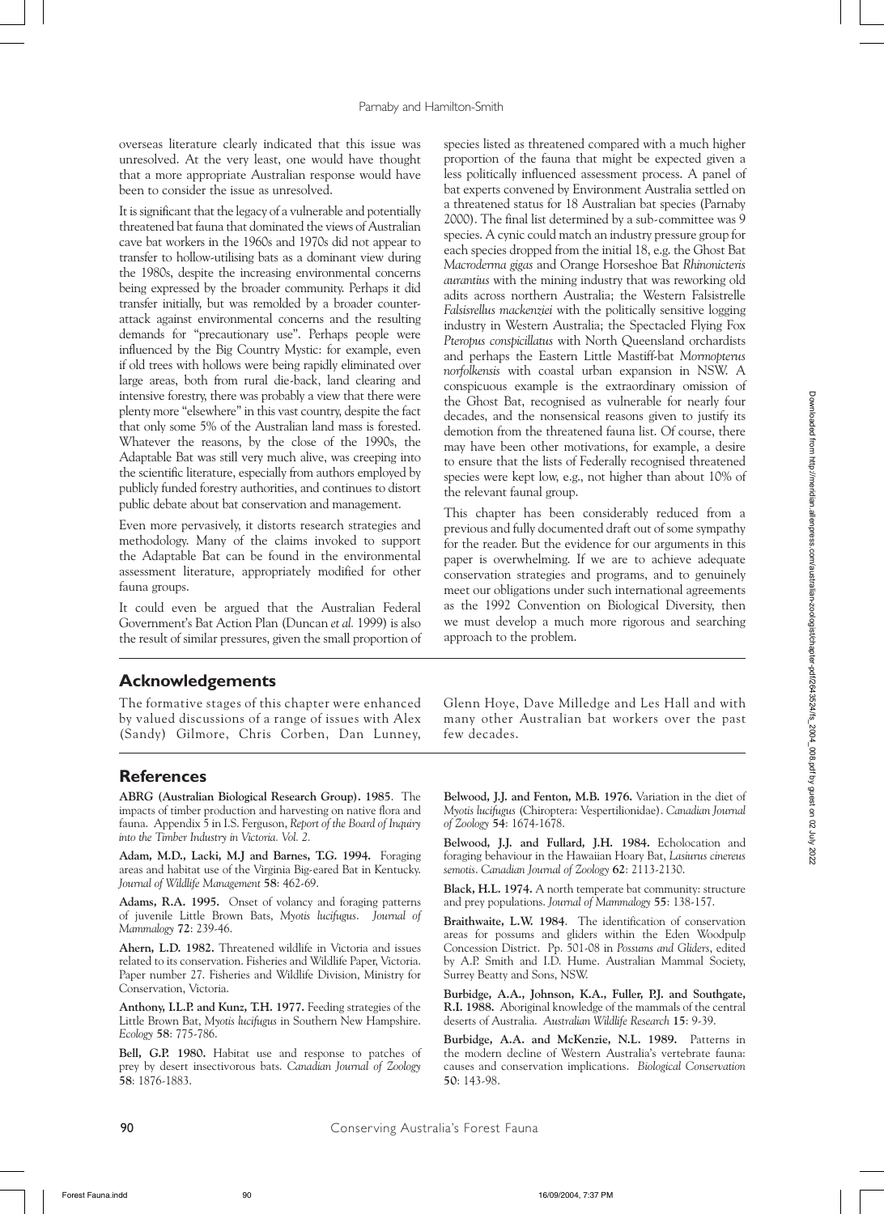overseas literature clearly indicated that this issue was unresolved. At the very least, one would have thought that a more appropriate Australian response would have been to consider the issue as unresolved.

It is significant that the legacy of a vulnerable and potentially threatened bat fauna that dominated the views of Australian cave bat workers in the 1960s and 1970s did not appear to transfer to hollow-utilising bats as a dominant view during the 1980s, despite the increasing environmental concerns being expressed by the broader community. Perhaps it did transfer initially, but was remolded by a broader counter-attack against environmental concerns and the resulting demands for "precautionary use". Perhaps people were influenced by the Big Country Mystic: for example, even if old trees with hollows were being rapidly eliminated over large areas, both from rural die-back, land clearing and intensive forestry, there was probably a view that there were plenty more "elsewhere" in this vast country, despite the fact that only some 5% of the Australian land mass is forested. Whatever the reasons, by the close of the 1990s, the Adaptable Bat was still very much alive, was creeping into the scientific literature, especially from authors employed by publicly funded forestry authorities, and continues to distort public debate about bat conservation and management.

Even more pervasively, it distorts research strategies and methodology. Many of the claims invoked to support the Adaptable Bat can be found in the environmental assessment literature, appropriately modified for other fauna groups.

It could even be argued that the Australian Federal Government's Bat Action Plan (Duncan *et al.* 1999) is also the result of similar pressures, given the small proportion of species listed as threatened compared with a much higher proportion of the fauna that might be expected given a less politically influenced assessment process. A panel of bat experts convened by Environment Australia settled on a threatened status for 18 Australian bat species (Parnaby 2000). The final list determined by a sub-committee was 9 species. A cynic could match an industry pressure group for each species dropped from the initial 18, e.g. the Ghost Bat *Macroderma gigas* and Orange Horseshoe Bat *Rhinonicteris aurantius* with the mining industry that was reworking old adits across northern Australia; the Western Falsistrelle *Falsisrellus mackenziei* with the politically sensitive logging industry in Western Australia; the Spectacled Flying Fox *Pteropus conspicillatus* with North Queensland orchardists and perhaps the Eastern Little Mastiff-bat *Mormopterus norfolkensis* with coastal urban expansion in NSW. A conspicuous example is the extraordinary omission of the Ghost Bat, recognised as vulnerable for nearly four decades, and the nonsensical reasons given to justify its demotion from the threatened fauna list. Of course, there may have been other motivations, for example, a desire to ensure that the lists of Federally recognised threatened species were kept low, e.g., not higher than about 10% of the relevant faunal group.

This chapter has been considerably reduced from a previous and fully documented draft out of some sympathy for the reader. But the evidence for our arguments in this paper is overwhelming. If we are to achieve adequate conservation strategies and programs, and to genuinely meet our obligations under such international agreements as the 1992 Convention on Biological Diversity, then we must develop a much more rigorous and searching approach to the problem.

## Acknowledgements

The formative stages of this chapter were enhanced by valued discussions of a range of issues with Alex (Sandy) Gilmore, Chris Corben, Dan Lunney, Glenn Hoye, Dave Milledge and Les Hall and with many other Australian bat workers over the past few decades.

## References

**ABRG (Australian Biological Research Group). 1985**. The impacts of timber production and harvesting on native flora and fauna. Appendix 5 in I.S. Ferguson, *Report of the Board of Inquiry into the Timber Industry in Victoria. Vol. 2.*

**Adam, M.D., Lacki, M.J and Barnes, T.G. 1994.** Foraging areas and habitat use of the Virginia Big-eared Bat in Kentucky. *Journal of Wildlife Management* **58**: 462-69.

**Adams, R.A. 1995.** Onset of volancy and foraging patterns of juvenile Little Brown Bats, *Myotis lucifugus*. *Journal of Mammalogy* **72**: 239-46.

**Ahern, L.D. 1982.** Threatened wildlife in Victoria and issues related to its conservation. Fisheries and Wildlife Paper, Victoria. Paper number 27. Fisheries and Wildlife Division, Ministry for Conservation, Victoria.

**Anthony, I.L.P. and Kunz, T.H. 1977.** Feeding strategies of the Little Brown Bat, *Myotis lucifugus* in Southern New Hampshire. *Ecology* **58**: 775-786.

**Bell, G.P. 1980.** Habitat use and response to patches of prey by desert insectivorous bats. *Canadian Journal of Zoology* **58**: 1876-1883.

**Belwood, J.J. and Fenton, M.B. 1976.** Variation in the diet of *Myotis lucifugus* (Chiroptera: Vespertilionidae). *Canadian Journal of Zoology* **54**: 1674-1678.

**Belwood, J.J. and Fullard, J.H. 1984.** Echolocation and foraging behaviour in the Hawaiian Hoary Bat, *Lasiurus cinereus semotis*. *Canadian Journal of Zoology* **62**: 2113-2130.

**Black, H.L. 1974.** A north temperate bat community: structure and prey populations. *Journal of Mammalogy* **55**: 138-157.

**Braithwaite, L.W. 1984**. The identification of conservation areas for possums and gliders within the Eden Woodpulp Concession District. Pp. 501-08 in *Possums and Gliders*, edited by A.P. Smith and I.D. Hume. Australian Mammal Society, Surrey Beatty and Sons, NSW.

**Burbidge, A.A., Johnson, K.A., Fuller, P.J. and Southgate, R.I. 1988.** Aboriginal knowledge of the mammals of the central deserts of Australia. *Australian Wildlife Research* **15**: 9-39.

**Burbidge, A.A. and McKenzie, N.L. 1989.** Patterns in the modern decline of Western Australia's vertebrate fauna: causes and conservation implications. *Biological Conservation* **50**: 143-98.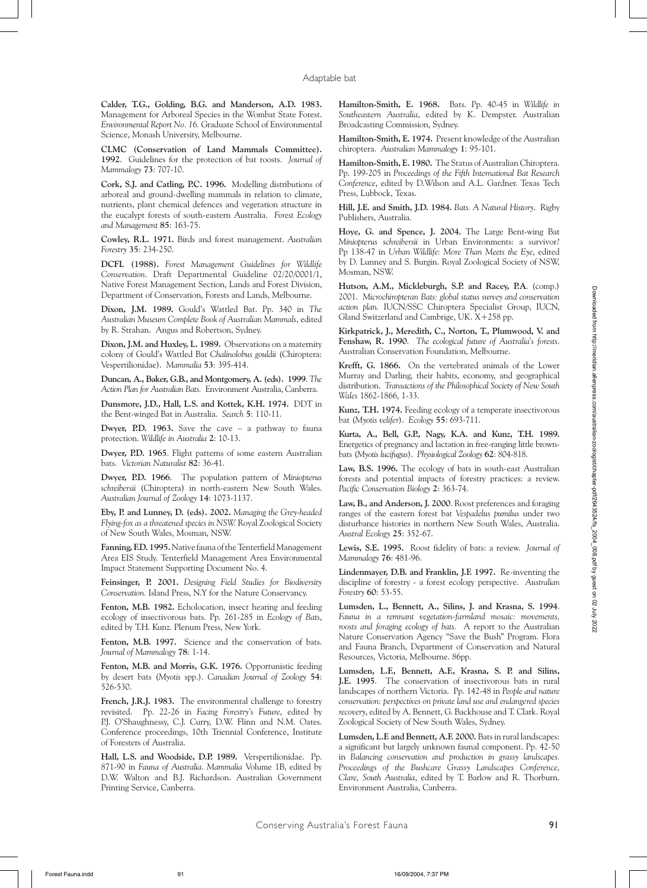**Calder, T.G., Golding, B.G. and Manderson, A.D. 1983.** Management for Arboreal Species in the Wombat State Forest. *Environmental Report No. 16.* Graduate School of Environmental Science, Monash University, Melbourne.

**CLMC (Conservation of Land Mammals Committee). 1992**. Guidelines for the protection of bat roosts. *Journal of Mammalogy* **73**: 707-10.

**Cork, S.J. and Catling, P.C. 1996.** Modelling distributions of arboreal and ground-dwelling mammals in relation to climate, nutrients, plant chemical defences and vegetation structure in the eucalypt forests of south-eastern Australia. *Forest Ecology and Management* **85**: 163-75.

**Cowley, R.L. 1971.** Birds and forest management. *Australian Forestry* **35**: 234-250.

**DCFL (1988).** *Forest Management Guidelines for Wildlife Conservation*. Draft Departmental Guideline 02/20/0001/1, Native Forest Management Section, Lands and Forest Division, Department of Conservation, Forests and Lands, Melbourne.

**Dixon, J.M. 1989.** Gould's Wattled Bat. Pp. 340 in *The Australian Museum Complete Book of Australian Mammals*, edited by R. Strahan. Angus and Robertson, Sydney.

**Dixon, J.M. and Huxley, L. 1989.** Observations on a maternity colony of Gould's Wattled Bat *Chalinolobus gouldii* (Chiroptera: Vespertilionidae). *Mammalia* **53**: 395-414.

**Duncan, A., Baker, G.B., and Montgomery, A. (eds). 1999**. *The Action Plan for Australian Bats.* Environment Australia, Canberra.

**Dunsmore, J.D., Hall, L.S. and Kottek, K.H. 1974.** DDT in the Bent-winged Bat in Australia. *Search* **5**: 110-11.

**Dwyer, P.D. 1963.** Save the cave – a pathway to fauna protection. *Wildlife in Australia* **2**: 10-13.

**Dwyer, P.D. 1965**. Flight patterns of some eastern Australian bats. *Victorian Naturalist* **82**: 36-41.

**Dwyer, P.D. 1966**. The population pattern of *Miniopterus schreibersii* (Chiroptera) in north-eastern New South Wales. *Australian Journal of Zoology* **14**: 1073-1137.

**Eby, P. and Lunney, D. (eds). 2002.** *Managing the Grey-headed Flying-fox as a threatened species in NSW.* Royal Zoological Society of New South Wales, Mosman, NSW.

**Fanning, F.D. 1995.** Native fauna of the Tenterfield Management Area EIS Study. Tenterfield Management Area Environmental Impact Statement Supporting Document No. 4.

**Feinsinger, P. 2001.** *Designing Field Studies for Biodiversity Conservation.* Island Press, N.Y for the Nature Conservancy.

**Fenton, M.B. 1982.** Echolocation, insect hearing and feeding ecology of insectivorous bats. Pp. 261-285 in *Ecology of Bats*, edited by T.H. Kunz. Plenum Press, New York.

**Fenton, M.B. 1997.** Science and the conservation of bats. *Journal of Mammalogy* **78**: 1-14.

**Fenton, M.B. and Morris, G.K. 1976.** Opportunistic feeding by desert bats (*Myotis* spp.). *Canadian Journal of Zoology* **54**: 526-530.

**French, J.R.J. 1983.** The environmental challenge to forestry revisited. Pp. 22-26 in *Facing Forestry's Future*, edited by P.J. O'Shaughnessy, C.J. Curry, D.W. Flinn and N.M. Oates. Conference proceedings, 10th Triennial Conference, Institute of Foresters of Australia.

**Hall, L.S. and Woodside, D.P. 1989.** Verspertilionidae. Pp. 871-90 in *Fauna of Australia. Mammalia* Volume 1B, edited by D.W. Walton and B.J. Richardson. Australian Government Printing Service, Canberra.

**Hamilton-Smith, E. 1968.** Bats. Pp. 40-45 in *Wildlife in Southeastern Australia*, edited by K. Dempster. Australian Broadcasting Commission, Sydney.

**Hamilton-Smith, E. 1974.** Present knowledge of the Australian chiroptera. *Australian Mammalogy* **1**: 95-101.

**Hamilton-Smith, E. 1980.** The Status of Australian Chiroptera. Pp. 199-205 in *Proceedings of the Fifth International Bat Research Conference*, edited by D.Wilson and A.L. Gardner. Texas Tech Press, Lubbock, Texas.

**Hill, J.E. and Smith, J.D. 1984.** *Bats. A Natural History*. Rigby Publishers, Australia.

**Hoye, G. and Spence, J. 2004.** The Large Bent-wing Bat *Miniopterus schreibersii* in Urban Environments: a survivor? Pp 138-47 in *Urban Wildlife: More Than Meets the Eye*, edited by D. Lunney and S. Burgin. Royal Zoological Society of NSW, Mosman, NSW.

**Hutson, A.M., Mickleburgh, S.P. and Racey, P.A**. (comp.) 2001. *Microchiropteran Bats: global status survey and conservation action plan.* IUCN/SSC Chiroptera Specialist Group, IUCN, Gland Switzerland and Cambrige, UK. X+258 pp.

**Kirkpatrick, J., Meredith, C., Norton, T., Plumwood, V. and Fenshaw, R. 1990**. *The ecological future of Australia's forests*. Australian Conservation Foundation, Melbourne.

**Krefft, G. 1866.** On the vertebrated animals of the Lower Murray and Darling, their habits, economy, and geographical distribution. *Transactions of the Philosophical Society of New South Wales* 1862-1866, 1-33.

**Kunz, T.H. 1974.** Feeding ecology of a temperate insectivorous bat (*Myotis velifer*). *Ecology* **55**: 693-711.

**Kurta, A., Bell, G.P., Nagy, K.A. and Kunz, T.H. 1989.** Energetics of pregnancy and lactation in free-ranging little brown-bats (*Myotis lucifugus*). *Physiological Zoology* **62**: 804-818.

**Law, B.S. 1996.** The ecology of bats in south-east Australian forests and potential impacts of forestry practices: a review. *Pacific Conservation Biology* **2**: 363-74.

**Law, B., and Anderson, J. 2000**. Roost preferences and foraging ranges of the eastern forest bat *Vespadelus pumilus* under two disturbance histories in northern New South Wales, Australia. *Austral Ecology* **25**: 352-67.

**Lewis, S.E. 1995.** Roost fidelity of bats: a review. *Journal of Mammalogy* **76**: 481-96.

**Lindenmayer, D.B. and Franklin, J.F. 1997.** Re-inventing the discipline of forestry - a forest ecology perspective. *Australian Forestry* **60**: 53-55.

**Lumsden, L., Bennett, A., Silins, J. and Krasna, S. 1994**. *Fauna in a remnant vegetation-farmland mosaic: movements, roosts and foraging ecology of bats.* A report to the Australian Nature Conservation Agency "Save the Bush" Program. Flora and Fauna Branch, Department of Conservation and Natural Resources, Victoria, Melbourne. 86pp.

**Lumsden, L.F., Bennett, A.F., Krasna, S. P. and Silins, J.E. 1995**. The conservation of insectivorous bats in rural landscapes of northern Victoria. Pp. 142-48 in *People and nature conservation: perspectives on private land use and endangered species recovery*, edited by A. Bennett, G. Backhouse and T. Clark. Royal Zoological Society of New South Wales, Sydney.

**Lumsden, L.F. and Bennett, A.F. 2000.** Bats in rural landscapes: a significant but largely unknown faunal component. Pp. 42-50 in *Balancing conservation and production in grassy landscapes. Proceedings of the Bushcare Grassy Landscapes Conference, Clare, South Australia*, edited by T. Barlow and R. Thorburn. Environment Australia, Canberra.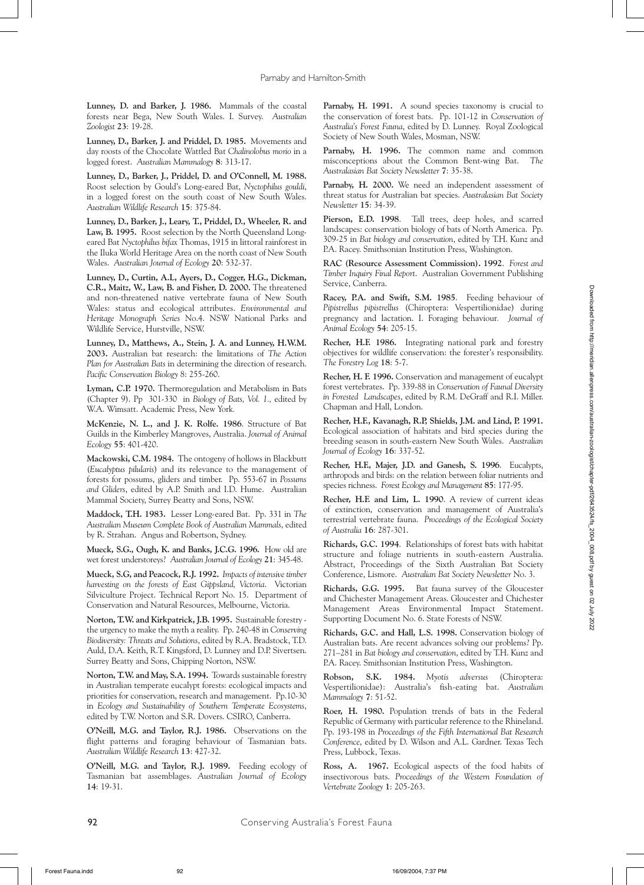**Lunney, D. and Barker, J. 1986.** Mammals of the coastal forests near Bega, New South Wales. I. Survey. *Australian Zoologist* **23**: 19-28.

**Lunney, D., Barker, J. and Priddel, D. 1985.** Movements and day roosts of the Chocolate Wattled Bat *Chalinolobus morio* in a logged forest. *Australian Mammalogy* **8**: 313-17.

**Lunney, D., Barker, J., Priddel, D. and O'Connell, M. 1988.** Roost selection by Gould's Long-eared Bat, *Nyctophilus gouldi*, in a logged forest on the south coast of New South Wales. *Australian Wildlife Research* **15**: 375-84.

**Lunney, D., Barker, J., Leary, T., Priddel, D., Wheeler, R. and Law, B. 1995.** Roost selection by the North Queensland Long-eared Bat *Nyctophilus bifax* Thomas, 1915 in littoral rainforest in the Iluka World Heritage Area on the north coast of New South Wales. *Australian Journal of Ecology* **20**: 532-37.

**Lunney, D., Curtin, A.L, Ayers, D., Cogger, H.G., Dickman, C.R., Maitz, W., Law, B. and Fisher, D. 2000.** The threatened and non-threatened native vertebrate fauna of New South Wales: status and ecological attributes. *Environmental and Heritage Monograph Series* No.4. NSW National Parks and Wildlife Service, Hurstville, NSW.

**Lunney, D., Matthews, A., Stein, J. A. and Lunney, H.W.M. 2003.** Australian bat research: the limitations of *The Action Plan for Australian Bats* in determining the direction of research. *Pacific Conservation Biology* 8: 255-260.

**Lyman, C.P. 1970.** Thermoregulation and Metabolism in Bats (Chapter 9). Pp 301-330 in *Biology of Bats, Vol. 1.,* edited by W.A. Wimsatt. Academic Press, New York.

**McKenzie, N. L., and J. K. Rolfe. 1986**. Structure of Bat Guilds in the Kimberley Mangroves, Australia. *Journal of Animal Ecology* **55**: 401-420.

**Mackowski, C.M. 1984.** The ontogeny of hollows in Blackbutt (*Eucalyptus pilularis*) and its relevance to the management of forests for possums, gliders and timber. Pp. 553-67 in *Possums and Gliders*, edited by A.P. Smith and I.D. Hume. Australian Mammal Society, Surrey Beatty and Sons, NSW.

**Maddock, T.H. 1983.** Lesser Long-eared Bat. Pp. 331 in *The Australian Museum Complete Book of Australian Mammals*, edited by R. Strahan. Angus and Robertson, Sydney.

**Mueck, S.G., Ough, K. and Banks, J.C.G. 1996.** How old are wet forest understoreys? *Australian Journal of Ecology* **21**: 345-48.

**Mueck, S.G, and Peacock, R.J. 1992.** *Impacts of intensive timber harvesting on the forests of East Gippsland, Victoria*. Victorian Silviculture Project. Technical Report No. 15. Department of Conservation and Natural Resources, Melbourne, Victoria.

**Norton, T.W. and Kirkpatrick, J.B. 1995.** Sustainable forestry - the urgency to make the myth a reality. Pp. 240-48 in *Conserving Biodiversity: Threats and Solutions*, edited by R.A. Bradstock, T.D. Auld, D.A. Keith, R.T. Kingsford, D. Lunney and D.P. Sivertsen. Surrey Beatty and Sons, Chipping Norton, NSW.

**Norton, T.W. and May, S.A. 1994.** Towards sustainable forestry in Australian temperate eucalypt forests: ecological impacts and priorities for conservation, research and management. Pp.10-30 in *Ecology and Sustainability of Southern Temperate Ecosystems*, edited by T.W. Norton and S.R. Dovers. CSIRO, Canberra.

**O'Neill, M.G. and Taylor, R.J. 1986.** Observations on the flight patterns and foraging behaviour of Tasmanian bats. *Australian Wildlife Research* **13**: 427-32.

**O'Neill, M.G. and Taylor, R.J. 1989.** Feeding ecology of Tasmanian bat assemblages. *Australian Journal of Ecology* **14**: 19-31.

**Parnaby, H. 1991.** A sound species taxonomy is crucial to the conservation of forest bats. Pp. 101-12 in *Conservation of Australia's Forest Fauna*, edited by D. Lunney. Royal Zoological Society of New South Wales, Mosman, NSW.

**Parnaby, H. 1996.** The common name and common misconceptions about the Common Bent-wing Bat. *The Australasian Bat Society Newsletter* **7**: 35-38.

**Parnaby, H. 2000.** We need an independent assessment of threat status for Australian bat species. *Australasian Bat Society Newsletter* **15**: 34-39.

**Pierson, E.D. 1998**. Tall trees, deep holes, and scarred landscapes: conservation biology of bats of North America. Pp. 309-25 in *Bat biology and conservation*, edited by T.H. Kunz and P.A. Racey. Smithsonian Institution Press, Washington.

**RAC (Resource Assessment Commission). 1992**. *Forest and Timber Inquiry Final Report*. Australian Government Publishing Service, Canberra.

**Racey, P.A. and Swift, S.M. 1985**. Feeding behaviour of *Pipistrellus pipistrellus* (Chiroptera: Vespertilionidae) during pregnancy and lactation. I. Foraging behaviour. *Journal of Animal Ecology* **54**: 205-15.

**Recher, H.F. 1986.** Integrating national park and forestry objectives for wildlife conservation: the forester's responsibility. *The Forestry Log* **18**: 5-7.

**Recher, H. F. 1996.** Conservation and management of eucalypt forest vertebrates. Pp. 339-88 in *Conservation of Faunal Diversity in Forested Landscapes*, edited by R.M. DeGraff and R.I. Miller. Chapman and Hall, London.

**Recher, H.F., Kavanagh, R.P, Shields, J.M. and Lind, P. 1991.** Ecological association of habitats and bird species during the breeding season in south-eastern New South Wales. *Australian Journal of Ecology* **16**: 337-52.

**Recher, H.F., Majer, J.D. and Ganesh, S. 1996**. Eucalypts, arthropods and birds: on the relation between foliar nutrients and species richness. *Forest Ecology and Management* **85**: 177-95.

**Recher, H.F. and Lim, L. 1990**. A review of current ideas of extinction, conservation and management of Australia's terrestrial vertebrate fauna. *Proceedings of the Ecological Society of Australia* **16**: 287-301.

**Richards, G.C. 1994**. Relationships of forest bats with habitat structure and foliage nutrients in south-eastern Australia. Abstract, Proceedings of the Sixth Australian Bat Society Conference, Lismore. *Australian Bat Society Newsletter* No. 3.

**Richards, G.G. 1995.** Bat fauna survey of the Gloucester and Chichester Management Areas. Gloucester and Chichester Management Areas Environmental Impact Statement. Supporting Document No. 6. State Forests of NSW.

**Richards, G.C. and Hall, L.S. 1998.** Conservation biology of Australian bats. Are recent advances solving our problems? Pp. 271–281 in *Bat biology and conservation*, edited by T.H. Kunz and P.A. Racey. Smithsonian Institution Press, Washington.

**Robson, S.K. 1984.** *Myotis adversus* (Chiroptera: Vespertilionidae): Australia's fish-eating bat. *Australian Mammalogy* **7**: 51-52.

**Roer, H. 1980.** Population trends of bats in the Federal Republic of Germany with particular reference to the Rhineland. Pp. 193-198 in *Proceedings of the Fifth International Bat Research Conference*, edited by D. Wilson and A.L. Gardner. Texas Tech Press, Lubbock, Texas.

**Ross, A. 1967.** Ecological aspects of the food habits of insectivorous bats. *Proceedings of the Western Foundation of Vertebrate Zoology* **1**: 205-263.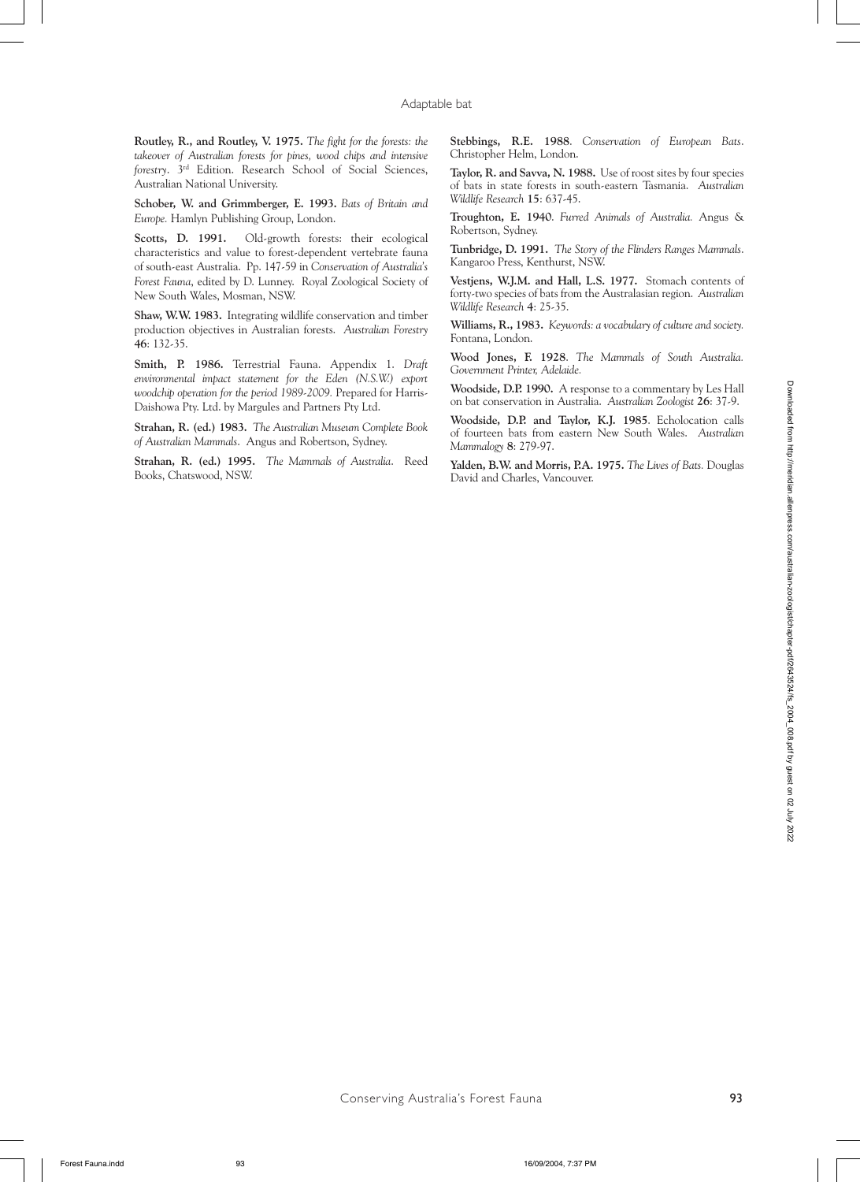**Routley, R., and Routley, V. 1975.** *The fight for the forests: the takeover of Australian forests for pines, wood chips and intensive forestry*. 3rd Edition. Research School of Social Sciences, Australian National University.

**Schober, W. and Grimmberger, E. 1993.** *Bats of Britain and Europe.* Hamlyn Publishing Group, London.

**Scotts, D. 1991.** Old-growth forests: their ecological characteristics and value to forest-dependent vertebrate fauna of south-east Australia. Pp. 147-59 in *Conservation of Australia's Forest Fauna*, edited by D. Lunney. Royal Zoological Society of New South Wales, Mosman, NSW.

**Shaw, W.W. 1983.** Integrating wildlife conservation and timber production objectives in Australian forests. *Australian Forestry* **46**: 132-35.

**Smith, P. 1986.** Terrestrial Fauna. Appendix 1. *Draft environmental impact statement for the Eden (N.S.W.) export woodchip operation for the period 1989-2009.* Prepared for Harris-Daishowa Pty. Ltd. by Margules and Partners Pty Ltd.

**Strahan, R. (ed.) 1983.** *The Australian Museum Complete Book of Australian Mammals*. Angus and Robertson, Sydney.

**Strahan, R. (ed.) 1995.** *The Mammals of Australia*. Reed Books, Chatswood, NSW.

**Stebbings, R.E. 1988**. *Conservation of European Bats*. Christopher Helm, London.

**Taylor, R. and Savva, N. 1988.** Use of roost sites by four species of bats in state forests in south-eastern Tasmania. *Australian Wildlife Research* **15**: 637-45.

**Troughton, E. 1940**. *Furred Animals of Australia.* Angus & Robertson, Sydney.

**Tunbridge, D. 1991.** *The Story of the Flinders Ranges Mammals*. Kangaroo Press, Kenthurst, NSW.

**Vestjens, W.J.M. and Hall, L.S. 1977.** Stomach contents of forty-two species of bats from the Australasian region. *Australian Wildlife Research* **4**: 25-35.

**Williams, R., 1983.** *Keywords: a vocabulary of culture and society.* Fontana, London.

**Wood Jones, F. 1928**. *The Mammals of South Australia. Government Printer, Adelaide.*

**Woodside, D.P. 1990.** A response to a commentary by Les Hall on bat conservation in Australia. *Australian Zoologist* **26**: 37-9.

**Woodside, D.P. and Taylor, K.J. 1985**. Echolocation calls of fourteen bats from eastern New South Wales. *Australian Mammalogy* **8**: 279-97.

**Yalden, B.W. and Morris, P.A. 1975.** *The Lives of Bats.* Douglas David and Charles, Vancouver.